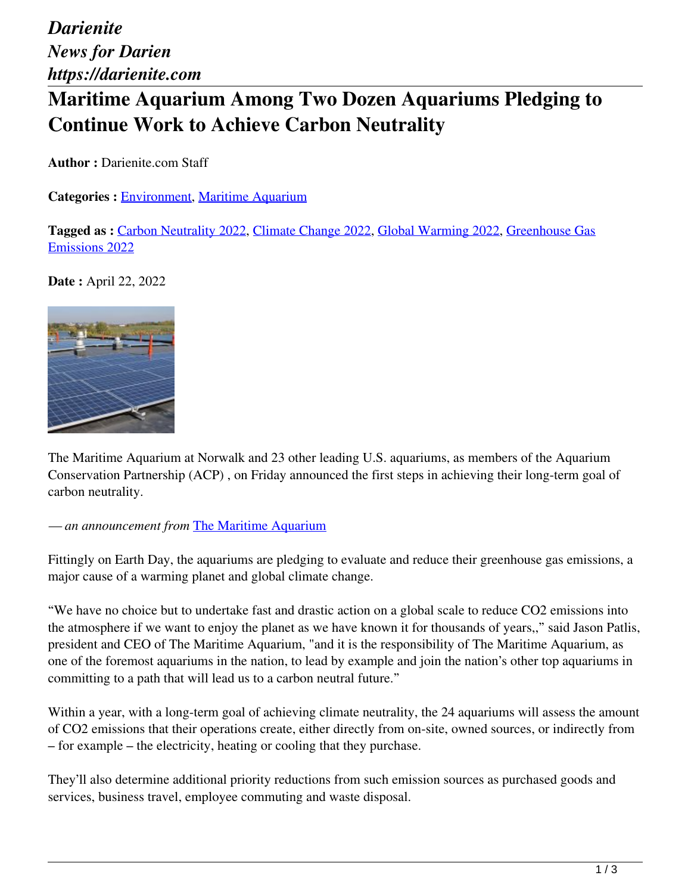*Darienite*
*News for Darien*
*https://darienite.com*

# Maritime Aquarium Among Two Dozen Aquariums Pledging to Continue Work to Achieve Carbon Neutrality

**Author :** Darienite.com Staff

**Categories :** Environment, Maritime Aquarium

**Tagged as :** Carbon Neutrality 2022, Climate Change 2022, Global Warming 2022, Greenhouse Gas Emissions 2022

**Date :** April 22, 2022

The Maritime Aquarium at Norwalk and 23 other leading U.S. aquariums, as members of the Aquarium Conservation Partnership (ACP) , on Friday announced the first steps in achieving their long-term goal of carbon neutrality.

*— an announcement from* The Maritime Aquarium

Fittingly on Earth Day, the aquariums are pledging to evaluate and reduce their greenhouse gas emissions, a major cause of a warming planet and global climate change.

"We have no choice but to undertake fast and drastic action on a global scale to reduce $CO_2$ emissions into the atmosphere if we want to enjoy the planet as we have known it for thousands of years,," said Jason Patlis, president and CEO of The Maritime Aquarium, "and it is the responsibility of The Maritime Aquarium, as one of the foremost aquariums in the nation, to lead by example and join the nation's other top aquariums in committing to a path that will lead us to a carbon neutral future."

Within a year, with a long-term goal of achieving climate neutrality, the 24 aquariums will assess the amount of $CO_2$ emissions that their operations create, either directly from on-site, owned sources, or indirectly from – for example – the electricity, heating or cooling that they purchase.

They'll also determine additional priority reductions from such emission sources as purchased goods and services, business travel, employee commuting and waste disposal.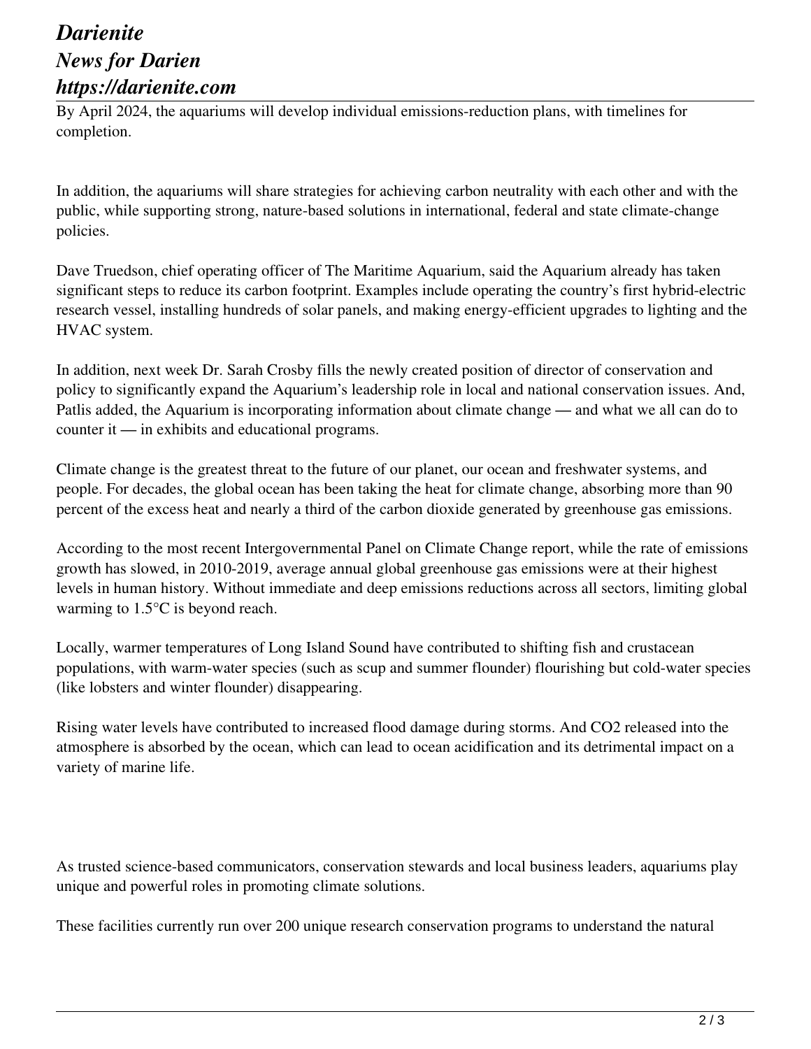By April 2024, the aquariums will develop individual emissions-reduction plans, with timelines for completion.

In addition, the aquariums will share strategies for achieving carbon neutrality with each other and with the public, while supporting strong, nature-based solutions in international, federal and state climate-change policies.

Dave Truedson, chief operating officer of The Maritime Aquarium, said the Aquarium already has taken significant steps to reduce its carbon footprint. Examples include operating the country's first hybrid-electric research vessel, installing hundreds of solar panels, and making energy-efficient upgrades to lighting and the HVAC system.

In addition, next week Dr. Sarah Crosby fills the newly created position of director of conservation and policy to significantly expand the Aquarium's leadership role in local and national conservation issues. And, Patlis added, the Aquarium is incorporating information about climate change — and what we all can do to counter it — in exhibits and educational programs.

Climate change is the greatest threat to the future of our planet, our ocean and freshwater systems, and people. For decades, the global ocean has been taking the heat for climate change, absorbing more than 90 percent of the excess heat and nearly a third of the carbon dioxide generated by greenhouse gas emissions.

According to the most recent Intergovernmental Panel on Climate Change report, while the rate of emissions growth has slowed, in 2010-2019, average annual global greenhouse gas emissions were at their highest levels in human history. Without immediate and deep emissions reductions across all sectors, limiting global warming to 1.5°C is beyond reach.

Locally, warmer temperatures of Long Island Sound have contributed to shifting fish and crustacean populations, with warm-water species (such as scup and summer flounder) flourishing but cold-water species (like lobsters and winter flounder) disappearing.

Rising water levels have contributed to increased flood damage during storms. And $CO_2$ released into the atmosphere is absorbed by the ocean, which can lead to ocean acidification and its detrimental impact on a variety of marine life.

As trusted science-based communicators, conservation stewards and local business leaders, aquariums play unique and powerful roles in promoting climate solutions.

These facilities currently run over 200 unique research conservation programs to understand the natural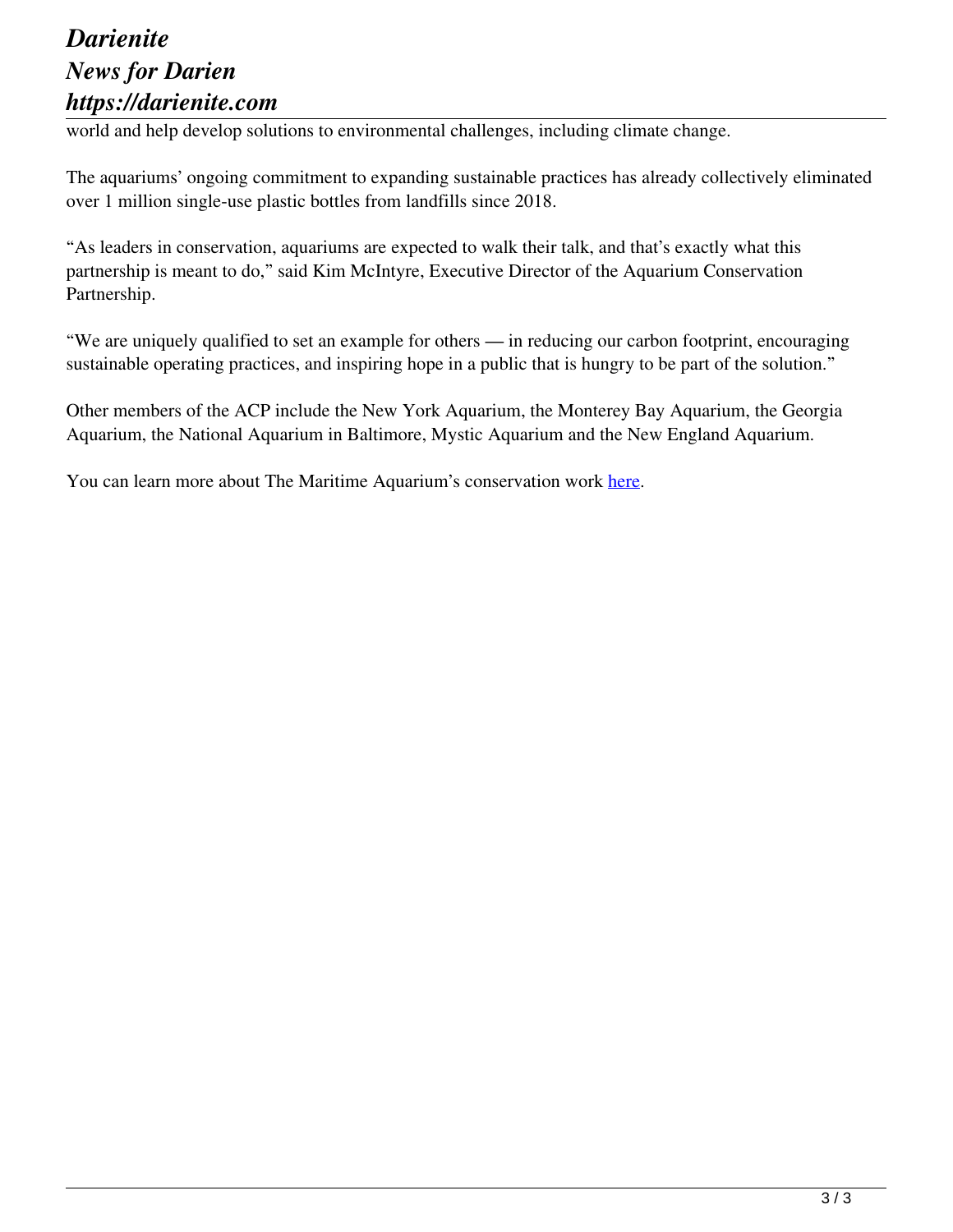world and help develop solutions to environmental challenges, including climate change.

The aquariums' ongoing commitment to expanding sustainable practices has already collectively eliminated over 1 million single-use plastic bottles from landfills since 2018.

"As leaders in conservation, aquariums are expected to walk their talk, and that's exactly what this partnership is meant to do," said Kim McIntyre, Executive Director of the Aquarium Conservation Partnership.

"We are uniquely qualified to set an example for others — in reducing our carbon footprint, encouraging sustainable operating practices, and inspiring hope in a public that is hungry to be part of the solution."

Other members of the ACP include the New York Aquarium, the Monterey Bay Aquarium, the Georgia Aquarium, the National Aquarium in Baltimore, Mystic Aquarium and the New England Aquarium.

You can learn more about The Maritime Aquarium's conservation work here.